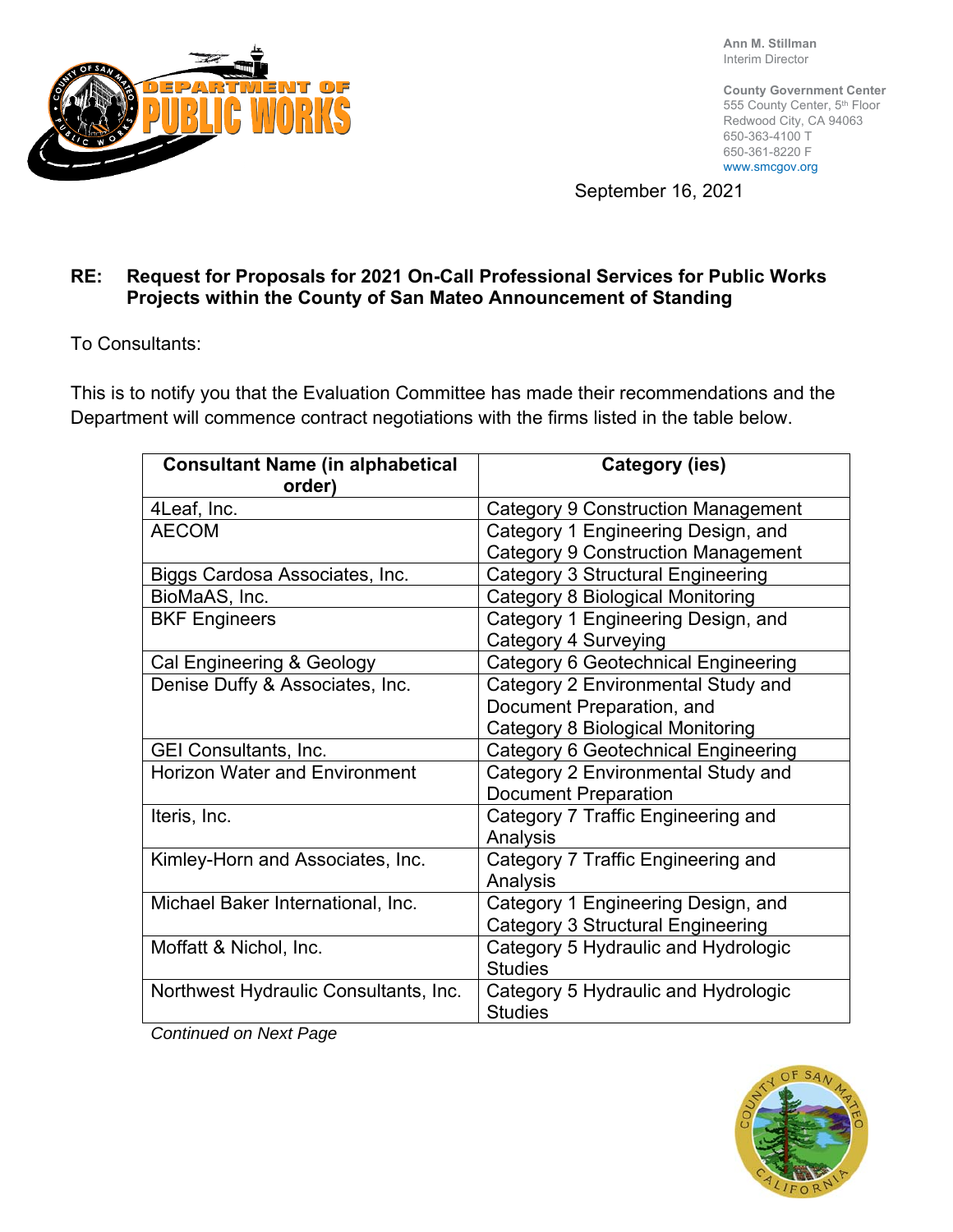Ann M. Stillman
Interim Director

County Government Center
555 County Center, 5th Floor
Redwood City, CA 94063
650-363-4100 T
650-361-8220 F
www.smcgov.org

September 16, 2021

**RE: Request for Proposals for 2021 On-Call Professional Services for Public Works Projects within the County of San Mateo Announcement of Standing**

To Consultants:

This is to notify you that the Evaluation Committee has made their recommendations and the Department will commence contract negotiations with the firms listed in the table below.

| Consultant Name (in alphabetical order) | Category (ies) |
|---|---|
| 4Leaf, Inc. | Category 9 Construction Management |
| AECOM | Category 1 Engineering Design, and Category 9 Construction Management |
| Biggs Cardosa Associates, Inc. | Category 3 Structural Engineering |
| BioMaAS, Inc. | Category 8 Biological Monitoring |
| BKF Engineers | Category 1 Engineering Design, and Category 4 Surveying |
| Cal Engineering & Geology | Category 6 Geotechnical Engineering |
| Denise Duffy & Associates, Inc. | Category 2 Environmental Study and Document Preparation, and Category 8 Biological Monitoring |
| GEI Consultants, Inc. | Category 6 Geotechnical Engineering |
| Horizon Water and Environment | Category 2 Environmental Study and Document Preparation |
| Iteris, Inc. | Category 7 Traffic Engineering and Analysis |
| Kimley-Horn and Associates, Inc. | Category 7 Traffic Engineering and Analysis |
| Michael Baker International, Inc. | Category 1 Engineering Design, and Category 3 Structural Engineering |
| Moffatt & Nichol, Inc. | Category 5 Hydraulic and Hydrologic Studies |
| Northwest Hydraulic Consultants, Inc. | Category 5 Hydraulic and Hydrologic Studies |

*Continued on Next Page*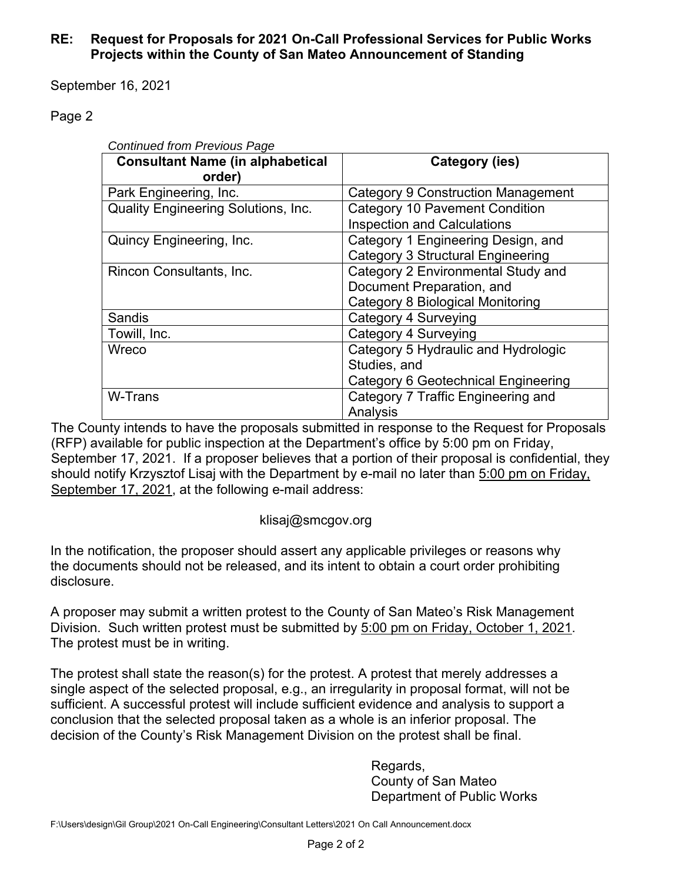**RE: Request for Proposals for 2021 On-Call Professional Services for Public Works Projects within the County of San Mateo Announcement of Standing**

September 16, 2021

Page 2

*Continued from Previous Page*

| Consultant Name (in alphabetical order) | Category (ies) |
|---|---|
| Park Engineering, Inc. | Category 9 Construction Management |
| Quality Engineering Solutions, Inc. | Category 10 Pavement Condition Inspection and Calculations |
| Quincy Engineering, Inc. | Category 1 Engineering Design, and Category 3 Structural Engineering |
| Rincon Consultants, Inc. | Category 2 Environmental Study and Document Preparation, and Category 8 Biological Monitoring |
| Sandis | Category 4 Surveying |
| Towill, Inc. | Category 4 Surveying |
| Wreco | Category 5 Hydraulic and Hydrologic Studies, and Category 6 Geotechnical Engineering |
| W-Trans | Category 7 Traffic Engineering and Analysis |

The County intends to have the proposals submitted in response to the Request for Proposals (RFP) available for public inspection at the Department's office by 5:00 pm on Friday, September 17, 2021. If a proposer believes that a portion of their proposal is confidential, they should notify Krzysztof Lisaj with the Department by e-mail no later than 5:00 pm on Friday, September 17, 2021, at the following e-mail address:

klisaj@smcgov.org

In the notification, the proposer should assert any applicable privileges or reasons why the documents should not be released, and its intent to obtain a court order prohibiting disclosure.

A proposer may submit a written protest to the County of San Mateo's Risk Management Division. Such written protest must be submitted by 5:00 pm on Friday, October 1, 2021. The protest must be in writing.

The protest shall state the reason(s) for the protest. A protest that merely addresses a single aspect of the selected proposal, e.g., an irregularity in proposal format, will not be sufficient. A successful protest will include sufficient evidence and analysis to support a conclusion that the selected proposal taken as a whole is an inferior proposal. The decision of the County's Risk Management Division on the protest shall be final.

Regards,
County of San Mateo
Department of Public Works

F:\Users\design\Gil Group\2021 On-Call Engineering\Consultant Letters\2021 On Call Announcement.docx